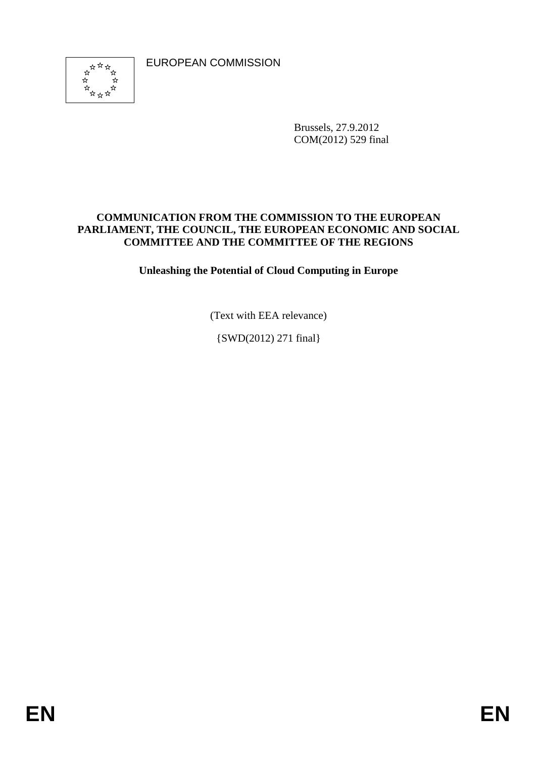EUROPEAN COMMISSION

Brussels, 27.9.2012
COM(2012) 529 final

**COMMUNICATION FROM THE COMMISSION TO THE EUROPEAN PARLIAMENT, THE COUNCIL, THE EUROPEAN ECONOMIC AND SOCIAL COMMITTEE AND THE COMMITTEE OF THE REGIONS**

# Unleashing the Potential of Cloud Computing in Europe

(Text with EEA relevance)

{SWD(2012) 271 final}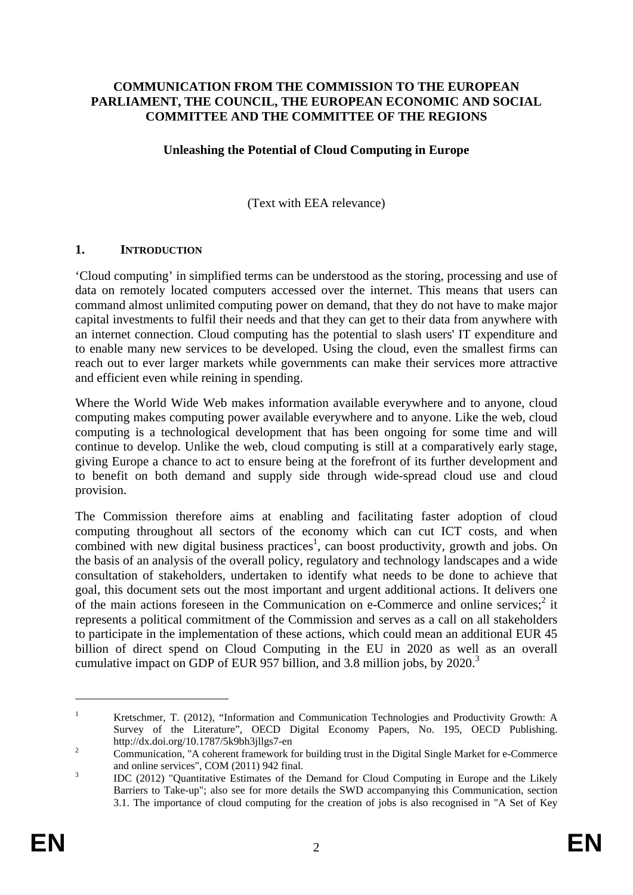**COMMUNICATION FROM THE COMMISSION TO THE EUROPEAN PARLIAMENT, THE COUNCIL, THE EUROPEAN ECONOMIC AND SOCIAL COMMITTEE AND THE COMMITTEE OF THE REGIONS**

**Unleashing the Potential of Cloud Computing in Europe**

(Text with EEA relevance)

## 1. INTRODUCTION

'Cloud computing' in simplified terms can be understood as the storing, processing and use of data on remotely located computers accessed over the internet. This means that users can command almost unlimited computing power on demand, that they do not have to make major capital investments to fulfil their needs and that they can get to their data from anywhere with an internet connection. Cloud computing has the potential to slash users' IT expenditure and to enable many new services to be developed. Using the cloud, even the smallest firms can reach out to ever larger markets while governments can make their services more attractive and efficient even while reining in spending.

Where the World Wide Web makes information available everywhere and to anyone, cloud computing makes computing power available everywhere and to anyone. Like the web, cloud computing is a technological development that has been ongoing for some time and will continue to develop. Unlike the web, cloud computing is still at a comparatively early stage, giving Europe a chance to act to ensure being at the forefront of its further development and to benefit on both demand and supply side through wide-spread cloud use and cloud provision.

The Commission therefore aims at enabling and facilitating faster adoption of cloud computing throughout all sectors of the economy which can cut ICT costs, and when combined with new digital business practices[1], can boost productivity, growth and jobs. On the basis of an analysis of the overall policy, regulatory and technology landscapes and a wide consultation of stakeholders, undertaken to identify what needs to be done to achieve that goal, this document sets out the most important and urgent additional actions. It delivers one of the main actions foreseen in the Communication on e-Commerce and online services;[2] it represents a political commitment of the Commission and serves as a call on all stakeholders to participate in the implementation of these actions, which could mean an additional EUR 45 billion of direct spend on Cloud Computing in the EU in 2020 as well as an overall cumulative impact on GDP of EUR 957 billion, and 3.8 million jobs, by 2020.[3]

---

[1] Kretschmer, T. (2012), "Information and Communication Technologies and Productivity Growth: A Survey of the Literature", OECD Digital Economy Papers, No. 195, OECD Publishing. http://dx.doi.org/10.1787/5k9bh3jllgs7-en

[2] Communication, "A coherent framework for building trust in the Digital Single Market for e-Commerce and online services", COM (2011) 942 final.

[3] IDC (2012) "Quantitative Estimates of the Demand for Cloud Computing in Europe and the Likely Barriers to Take-up"; also see for more details the SWD accompanying this Communication, section 3.1. The importance of cloud computing for the creation of jobs is also recognised in "A Set of Key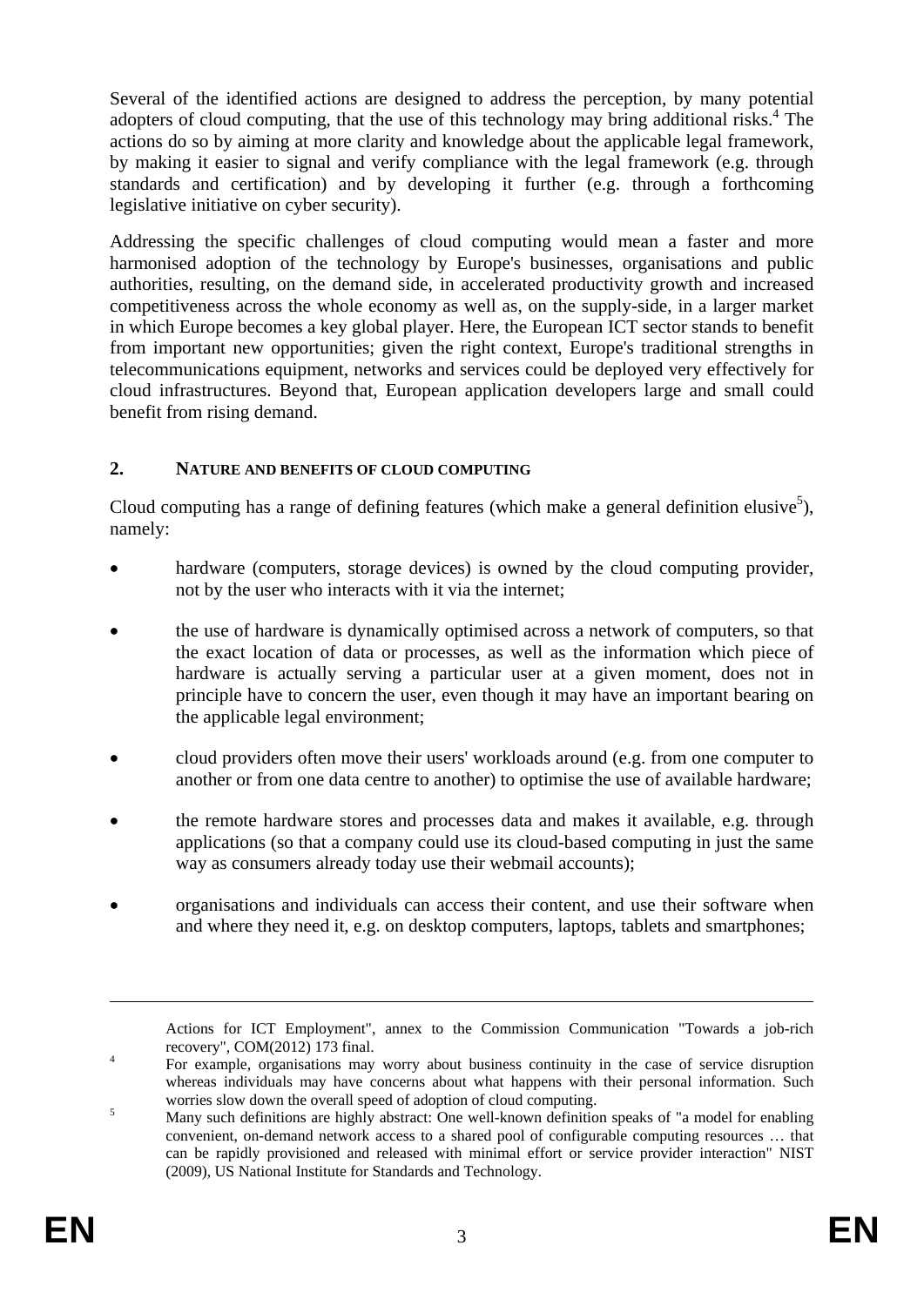Several of the identified actions are designed to address the perception, by many potential adopters of cloud computing, that the use of this technology may bring additional risks.[4] The actions do so by aiming at more clarity and knowledge about the applicable legal framework, by making it easier to signal and verify compliance with the legal framework (e.g. through standards and certification) and by developing it further (e.g. through a forthcoming legislative initiative on cyber security).

Addressing the specific challenges of cloud computing would mean a faster and more harmonised adoption of the technology by Europe's businesses, organisations and public authorities, resulting, on the demand side, in accelerated productivity growth and increased competitiveness across the whole economy as well as, on the supply-side, in a larger market in which Europe becomes a key global player. Here, the European ICT sector stands to benefit from important new opportunities; given the right context, Europe's traditional strengths in telecommunications equipment, networks and services could be deployed very effectively for cloud infrastructures. Beyond that, European application developers large and small could benefit from rising demand.

## 2. NATURE AND BENEFITS OF CLOUD COMPUTING

Cloud computing has a range of defining features (which make a general definition elusive[5]), namely:

- hardware (computers, storage devices) is owned by the cloud computing provider, not by the user who interacts with it via the internet;
- the use of hardware is dynamically optimised across a network of computers, so that the exact location of data or processes, as well as the information which piece of hardware is actually serving a particular user at a given moment, does not in principle have to concern the user, even though it may have an important bearing on the applicable legal environment;
- cloud providers often move their users' workloads around (e.g. from one computer to another or from one data centre to another) to optimise the use of available hardware;
- the remote hardware stores and processes data and makes it available, e.g. through applications (so that a company could use its cloud-based computing in just the same way as consumers already today use their webmail accounts);
- organisations and individuals can access their content, and use their software when and where they need it, e.g. on desktop computers, laptops, tablets and smartphones;

---

Actions for ICT Employment", annex to the Commission Communication "Towards a job-rich recovery", COM(2012) 173 final.

[4] For example, organisations may worry about business continuity in the case of service disruption whereas individuals may have concerns about what happens with their personal information. Such worries slow down the overall speed of adoption of cloud computing.

[5] Many such definitions are highly abstract: One well-known definition speaks of "a model for enabling convenient, on-demand network access to a shared pool of configurable computing resources … that can be rapidly provisioned and released with minimal effort or service provider interaction" NIST (2009), US National Institute for Standards and Technology.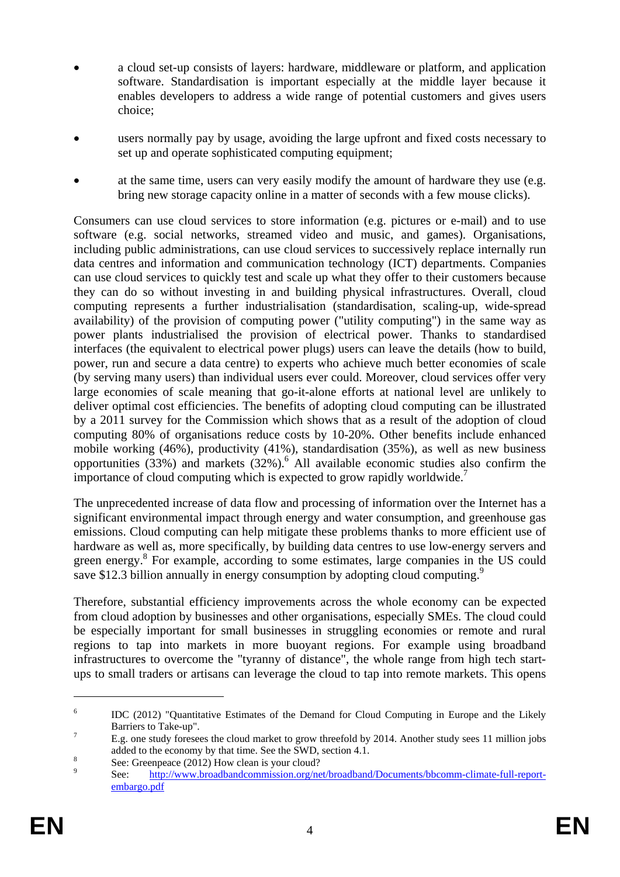- a cloud set-up consists of layers: hardware, middleware or platform, and application software. Standardisation is important especially at the middle layer because it enables developers to address a wide range of potential customers and gives users choice;
- users normally pay by usage, avoiding the large upfront and fixed costs necessary to set up and operate sophisticated computing equipment;
- at the same time, users can very easily modify the amount of hardware they use (e.g. bring new storage capacity online in a matter of seconds with a few mouse clicks).

Consumers can use cloud services to store information (e.g. pictures or e-mail) and to use software (e.g. social networks, streamed video and music, and games). Organisations, including public administrations, can use cloud services to successively replace internally run data centres and information and communication technology (ICT) departments. Companies can use cloud services to quickly test and scale up what they offer to their customers because they can do so without investing in and building physical infrastructures. Overall, cloud computing represents a further industrialisation (standardisation, scaling-up, wide-spread availability) of the provision of computing power ("utility computing") in the same way as power plants industrialised the provision of electrical power. Thanks to standardised interfaces (the equivalent to electrical power plugs) users can leave the details (how to build, power, run and secure a data centre) to experts who achieve much better economies of scale (by serving many users) than individual users ever could. Moreover, cloud services offer very large economies of scale meaning that go-it-alone efforts at national level are unlikely to deliver optimal cost efficiencies. The benefits of adopting cloud computing can be illustrated by a 2011 survey for the Commission which shows that as a result of the adoption of cloud computing 80% of organisations reduce costs by 10-20%. Other benefits include enhanced mobile working (46%), productivity (41%), standardisation (35%), as well as new business opportunities (33%) and markets (32%).[6] All available economic studies also confirm the importance of cloud computing which is expected to grow rapidly worldwide.[7]

The unprecedented increase of data flow and processing of information over the Internet has a significant environmental impact through energy and water consumption, and greenhouse gas emissions. Cloud computing can help mitigate these problems thanks to more efficient use of hardware as well as, more specifically, by building data centres to use low-energy servers and green energy.[8] For example, according to some estimates, large companies in the US could save $12.3 billion annually in energy consumption by adopting cloud computing.[9]

Therefore, substantial efficiency improvements across the whole economy can be expected from cloud adoption by businesses and other organisations, especially SMEs. The cloud could be especially important for small businesses in struggling economies or remote and rural regions to tap into markets in more buoyant regions. For example using broadband infrastructures to overcome the "tyranny of distance", the whole range from high tech start-ups to small traders or artisans can leverage the cloud to tap into remote markets. This opens

---

[6] IDC (2012) "Quantitative Estimates of the Demand for Cloud Computing in Europe and the Likely Barriers to Take-up".

[7] E.g. one study foresees the cloud market to grow threefold by 2014. Another study sees 11 million jobs added to the economy by that time. See the SWD, section 4.1.

[8] See: Greenpeace (2012) How clean is your cloud?

[9] See: http://www.broadbandcommission.org/net/broadband/Documents/bbcomm-climate-full-report-embargo.pdf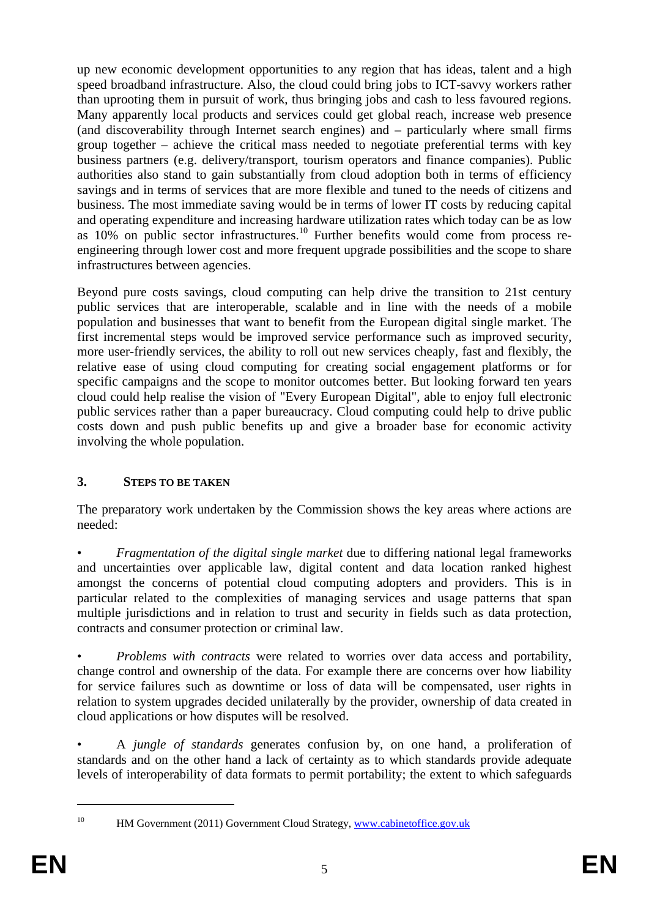up new economic development opportunities to any region that has ideas, talent and a high speed broadband infrastructure. Also, the cloud could bring jobs to ICT-savvy workers rather than uprooting them in pursuit of work, thus bringing jobs and cash to less favoured regions. Many apparently local products and services could get global reach, increase web presence (and discoverability through Internet search engines) and – particularly where small firms group together – achieve the critical mass needed to negotiate preferential terms with key business partners (e.g. delivery/transport, tourism operators and finance companies). Public authorities also stand to gain substantially from cloud adoption both in terms of efficiency savings and in terms of services that are more flexible and tuned to the needs of citizens and business. The most immediate saving would be in terms of lower IT costs by reducing capital and operating expenditure and increasing hardware utilization rates which today can be as low as 10% on public sector infrastructures.[10] Further benefits would come from process re-engineering through lower cost and more frequent upgrade possibilities and the scope to share infrastructures between agencies.

Beyond pure costs savings, cloud computing can help drive the transition to 21st century public services that are interoperable, scalable and in line with the needs of a mobile population and businesses that want to benefit from the European digital single market. The first incremental steps would be improved service performance such as improved security, more user-friendly services, the ability to roll out new services cheaply, fast and flexibly, the relative ease of using cloud computing for creating social engagement platforms or for specific campaigns and the scope to monitor outcomes better. But looking forward ten years cloud could help realise the vision of "Every European Digital", able to enjoy full electronic public services rather than a paper bureaucracy. Cloud computing could help to drive public costs down and push public benefits up and give a broader base for economic activity involving the whole population.

## 3. STEPS TO BE TAKEN

The preparatory work undertaken by the Commission shows the key areas where actions are needed:

- *Fragmentation of the digital single market* due to differing national legal frameworks and uncertainties over applicable law, digital content and data location ranked highest amongst the concerns of potential cloud computing adopters and providers. This is in particular related to the complexities of managing services and usage patterns that span multiple jurisdictions and in relation to trust and security in fields such as data protection, contracts and consumer protection or criminal law.

- *Problems with contracts* were related to worries over data access and portability, change control and ownership of the data. For example there are concerns over how liability for service failures such as downtime or loss of data will be compensated, user rights in relation to system upgrades decided unilaterally by the provider, ownership of data created in cloud applications or how disputes will be resolved.

- A *jungle of standards* generates confusion by, on one hand, a proliferation of standards and on the other hand a lack of certainty as to which standards provide adequate levels of interoperability of data formats to permit portability; the extent to which safeguards

---

[10] HM Government (2011) Government Cloud Strategy, www.cabinetoffice.gov.uk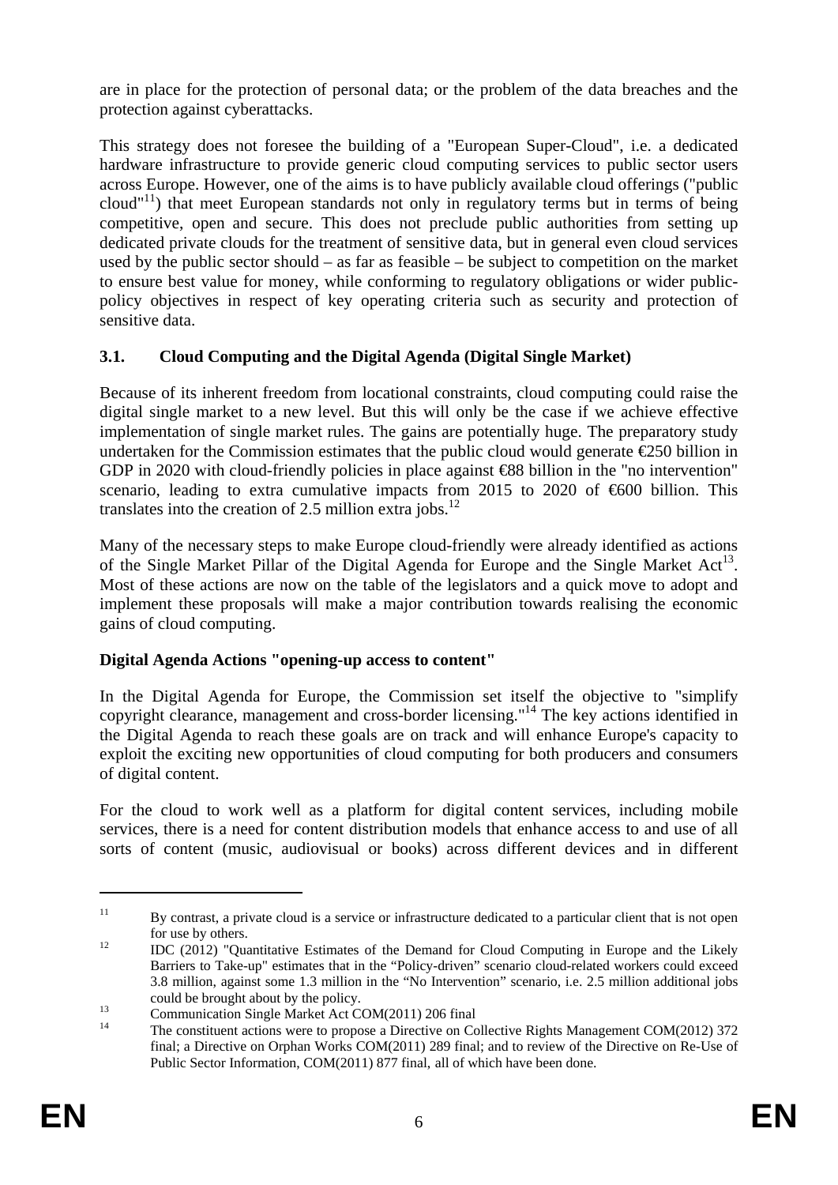are in place for the protection of personal data; or the problem of the data breaches and the protection against cyberattacks.

This strategy does not foresee the building of a "European Super-Cloud", i.e. a dedicated hardware infrastructure to provide generic cloud computing services to public sector users across Europe. However, one of the aims is to have publicly available cloud offerings ("public cloud"[11]) that meet European standards not only in regulatory terms but in terms of being competitive, open and secure. This does not preclude public authorities from setting up dedicated private clouds for the treatment of sensitive data, but in general even cloud services used by the public sector should – as far as feasible – be subject to competition on the market to ensure best value for money, while conforming to regulatory obligations or wider public-policy objectives in respect of key operating criteria such as security and protection of sensitive data.

### 3.1. Cloud Computing and the Digital Agenda (Digital Single Market)

Because of its inherent freedom from locational constraints, cloud computing could raise the digital single market to a new level. But this will only be the case if we achieve effective implementation of single market rules. The gains are potentially huge. The preparatory study undertaken for the Commission estimates that the public cloud would generate €250 billion in GDP in 2020 with cloud-friendly policies in place against €88 billion in the "no intervention" scenario, leading to extra cumulative impacts from 2015 to 2020 of €600 billion. This translates into the creation of 2.5 million extra jobs.[12]

Many of the necessary steps to make Europe cloud-friendly were already identified as actions of the Single Market Pillar of the Digital Agenda for Europe and the Single Market Act[13]. Most of these actions are now on the table of the legislators and a quick move to adopt and implement these proposals will make a major contribution towards realising the economic gains of cloud computing.

**Digital Agenda Actions "opening-up access to content"**

In the Digital Agenda for Europe, the Commission set itself the objective to "simplify copyright clearance, management and cross-border licensing."[14] The key actions identified in the Digital Agenda to reach these goals are on track and will enhance Europe's capacity to exploit the exciting new opportunities of cloud computing for both producers and consumers of digital content.

For the cloud to work well as a platform for digital content services, including mobile services, there is a need for content distribution models that enhance access to and use of all sorts of content (music, audiovisual or books) across different devices and in different

---

[11] By contrast, a private cloud is a service or infrastructure dedicated to a particular client that is not open for use by others.

[12] IDC (2012) "Quantitative Estimates of the Demand for Cloud Computing in Europe and the Likely Barriers to Take-up" estimates that in the "Policy-driven" scenario cloud-related workers could exceed 3.8 million, against some 1.3 million in the "No Intervention" scenario, i.e. 2.5 million additional jobs could be brought about by the policy.

[13] Communication Single Market Act COM(2011) 206 final

[14] The constituent actions were to propose a Directive on Collective Rights Management COM(2012) 372 final; a Directive on Orphan Works COM(2011) 289 final; and to review of the Directive on Re-Use of Public Sector Information, COM(2011) 877 final, all of which have been done.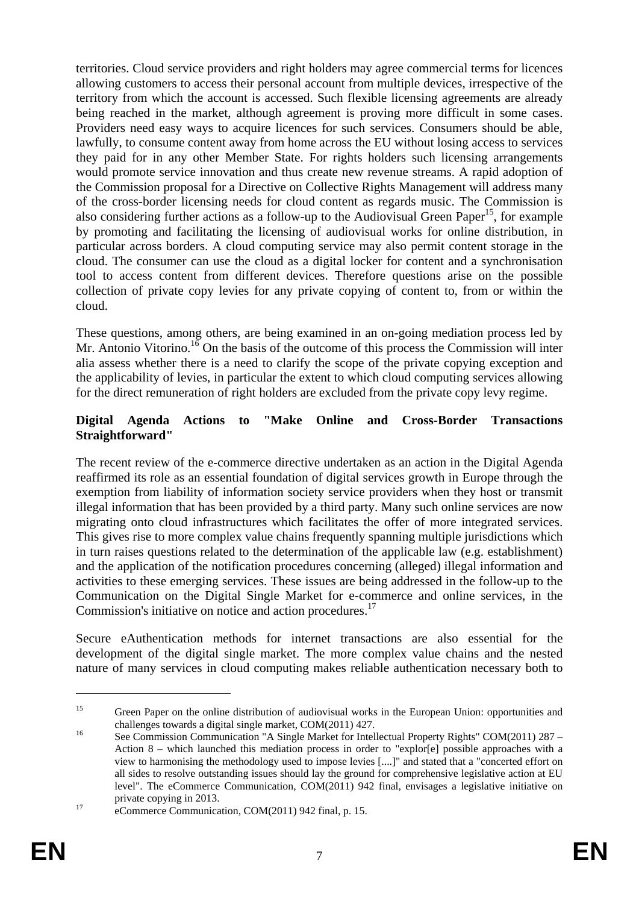territories. Cloud service providers and right holders may agree commercial terms for licences allowing customers to access their personal account from multiple devices, irrespective of the territory from which the account is accessed. Such flexible licensing agreements are already being reached in the market, although agreement is proving more difficult in some cases. Providers need easy ways to acquire licences for such services. Consumers should be able, lawfully, to consume content away from home across the EU without losing access to services they paid for in any other Member State. For rights holders such licensing arrangements would promote service innovation and thus create new revenue streams. A rapid adoption of the Commission proposal for a Directive on Collective Rights Management will address many of the cross-border licensing needs for cloud content as regards music. The Commission is also considering further actions as a follow-up to the Audiovisual Green Paper[15], for example by promoting and facilitating the licensing of audiovisual works for online distribution, in particular across borders. A cloud computing service may also permit content storage in the cloud. The consumer can use the cloud as a digital locker for content and a synchronisation tool to access content from different devices. Therefore questions arise on the possible collection of private copy levies for any private copying of content to, from or within the cloud.

These questions, among others, are being examined in an on-going mediation process led by Mr. Antonio Vitorino.[16] On the basis of the outcome of this process the Commission will inter alia assess whether there is a need to clarify the scope of the private copying exception and the applicability of levies, in particular the extent to which cloud computing services allowing for the direct remuneration of right holders are excluded from the private copy levy regime.

**Digital Agenda Actions to "Make Online and Cross-Border Transactions Straightforward"**

The recent review of the e-commerce directive undertaken as an action in the Digital Agenda reaffirmed its role as an essential foundation of digital services growth in Europe through the exemption from liability of information society service providers when they host or transmit illegal information that has been provided by a third party. Many such online services are now migrating onto cloud infrastructures which facilitates the offer of more integrated services. This gives rise to more complex value chains frequently spanning multiple jurisdictions which in turn raises questions related to the determination of the applicable law (e.g. establishment) and the application of the notification procedures concerning (alleged) illegal information and activities to these emerging services. These issues are being addressed in the follow-up to the Communication on the Digital Single Market for e-commerce and online services, in the Commission's initiative on notice and action procedures.[17]

Secure eAuthentication methods for internet transactions are also essential for the development of the digital single market. The more complex value chains and the nested nature of many services in cloud computing makes reliable authentication necessary both to

---

[15] Green Paper on the online distribution of audiovisual works in the European Union: opportunities and challenges towards a digital single market, COM(2011) 427.

[16] See Commission Communication "A Single Market for Intellectual Property Rights" COM(2011) 287 – Action 8 – which launched this mediation process in order to "explor[e] possible approaches with a view to harmonising the methodology used to impose levies [....]" and stated that a "concerted effort on all sides to resolve outstanding issues should lay the ground for comprehensive legislative action at EU level". The eCommerce Communication, COM(2011) 942 final, envisages a legislative initiative on private copying in 2013.

[17] eCommerce Communication, COM(2011) 942 final, p. 15.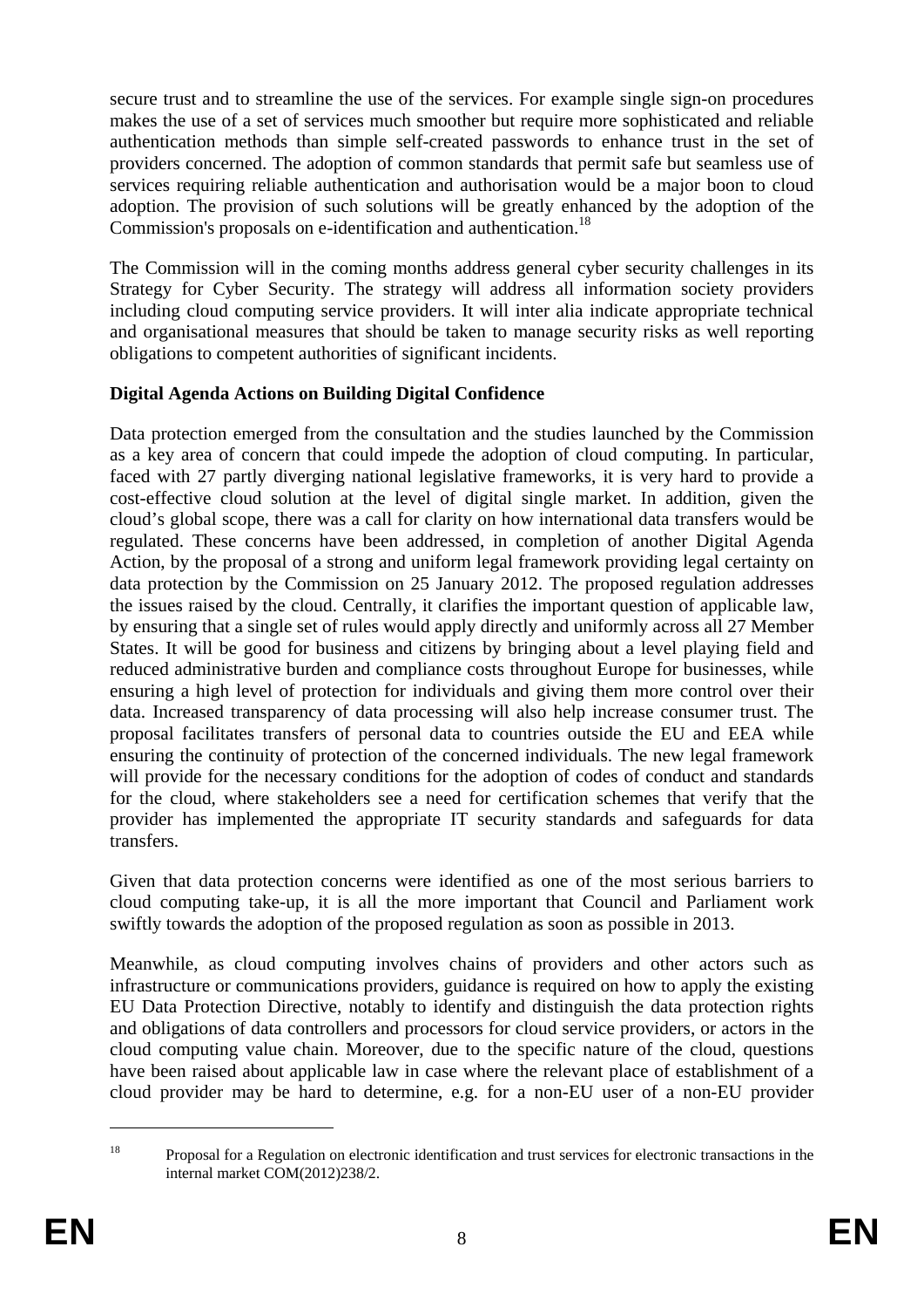secure trust and to streamline the use of the services. For example single sign-on procedures makes the use of a set of services much smoother but require more sophisticated and reliable authentication methods than simple self-created passwords to enhance trust in the set of providers concerned. The adoption of common standards that permit safe but seamless use of services requiring reliable authentication and authorisation would be a major boon to cloud adoption. The provision of such solutions will be greatly enhanced by the adoption of the Commission's proposals on e-identification and authentication.[18]

The Commission will in the coming months address general cyber security challenges in its Strategy for Cyber Security. The strategy will address all information society providers including cloud computing service providers. It will inter alia indicate appropriate technical and organisational measures that should be taken to manage security risks as well reporting obligations to competent authorities of significant incidents.

**Digital Agenda Actions on Building Digital Confidence**

Data protection emerged from the consultation and the studies launched by the Commission as a key area of concern that could impede the adoption of cloud computing. In particular, faced with 27 partly diverging national legislative frameworks, it is very hard to provide a cost-effective cloud solution at the level of digital single market. In addition, given the cloud's global scope, there was a call for clarity on how international data transfers would be regulated. These concerns have been addressed, in completion of another Digital Agenda Action, by the proposal of a strong and uniform legal framework providing legal certainty on data protection by the Commission on 25 January 2012. The proposed regulation addresses the issues raised by the cloud. Centrally, it clarifies the important question of applicable law, by ensuring that a single set of rules would apply directly and uniformly across all 27 Member States. It will be good for business and citizens by bringing about a level playing field and reduced administrative burden and compliance costs throughout Europe for businesses, while ensuring a high level of protection for individuals and giving them more control over their data. Increased transparency of data processing will also help increase consumer trust. The proposal facilitates transfers of personal data to countries outside the EU and EEA while ensuring the continuity of protection of the concerned individuals. The new legal framework will provide for the necessary conditions for the adoption of codes of conduct and standards for the cloud, where stakeholders see a need for certification schemes that verify that the provider has implemented the appropriate IT security standards and safeguards for data transfers.

Given that data protection concerns were identified as one of the most serious barriers to cloud computing take-up, it is all the more important that Council and Parliament work swiftly towards the adoption of the proposed regulation as soon as possible in 2013.

Meanwhile, as cloud computing involves chains of providers and other actors such as infrastructure or communications providers, guidance is required on how to apply the existing EU Data Protection Directive, notably to identify and distinguish the data protection rights and obligations of data controllers and processors for cloud service providers, or actors in the cloud computing value chain. Moreover, due to the specific nature of the cloud, questions have been raised about applicable law in case where the relevant place of establishment of a cloud provider may be hard to determine, e.g. for a non-EU user of a non-EU provider

[18] Proposal for a Regulation on electronic identification and trust services for electronic transactions in the internal market COM(2012)238/2.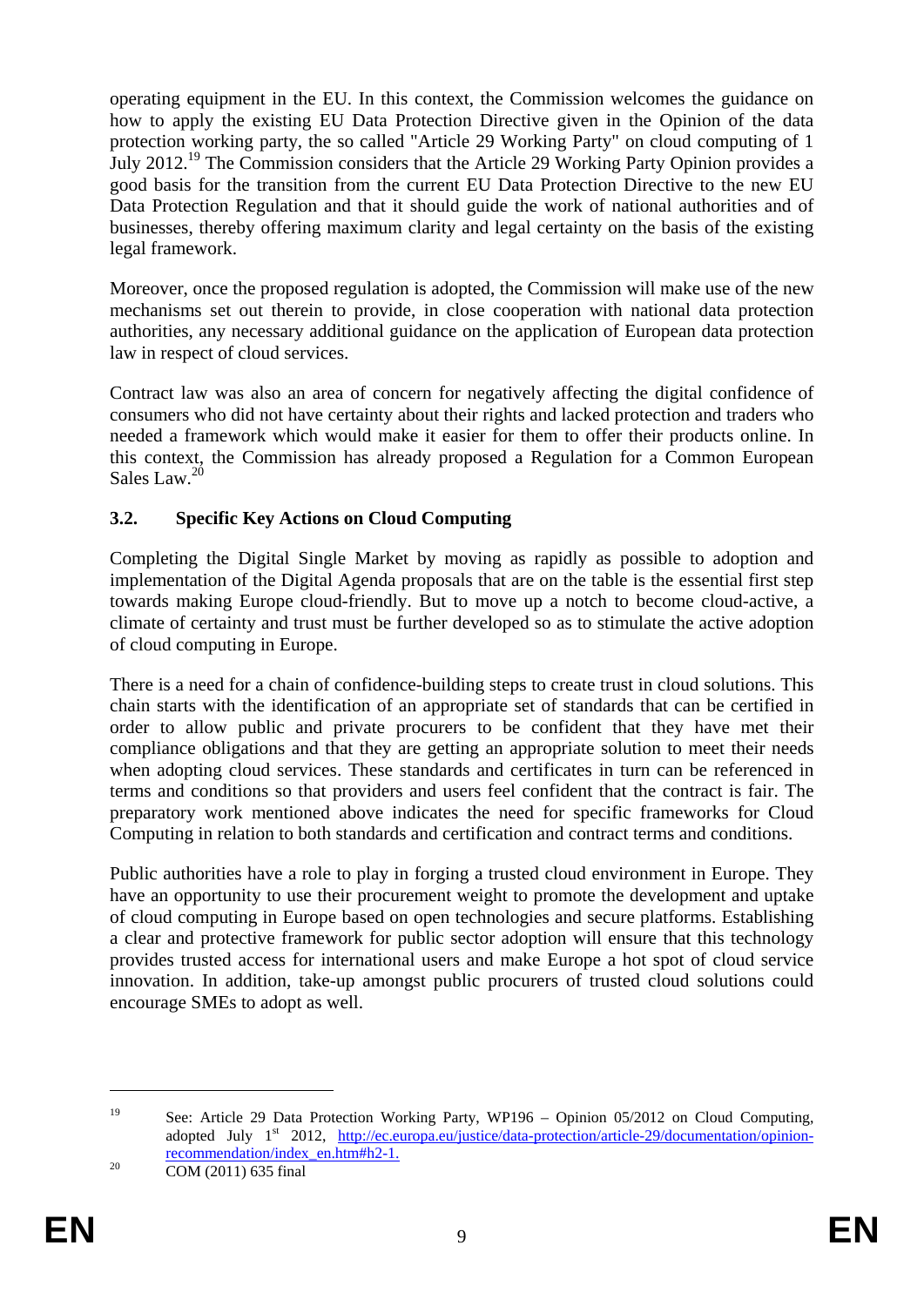operating equipment in the EU. In this context, the Commission welcomes the guidance on how to apply the existing EU Data Protection Directive given in the Opinion of the data protection working party, the so called "Article 29 Working Party" on cloud computing of 1 July 2012.[19] The Commission considers that the Article 29 Working Party Opinion provides a good basis for the transition from the current EU Data Protection Directive to the new EU Data Protection Regulation and that it should guide the work of national authorities and of businesses, thereby offering maximum clarity and legal certainty on the basis of the existing legal framework.

Moreover, once the proposed regulation is adopted, the Commission will make use of the new mechanisms set out therein to provide, in close cooperation with national data protection authorities, any necessary additional guidance on the application of European data protection law in respect of cloud services.

Contract law was also an area of concern for negatively affecting the digital confidence of consumers who did not have certainty about their rights and lacked protection and traders who needed a framework which would make it easier for them to offer their products online. In this context, the Commission has already proposed a Regulation for a Common European Sales Law.[20]

### 3.2. Specific Key Actions on Cloud Computing

Completing the Digital Single Market by moving as rapidly as possible to adoption and implementation of the Digital Agenda proposals that are on the table is the essential first step towards making Europe cloud-friendly. But to move up a notch to become cloud-active, a climate of certainty and trust must be further developed so as to stimulate the active adoption of cloud computing in Europe.

There is a need for a chain of confidence-building steps to create trust in cloud solutions. This chain starts with the identification of an appropriate set of standards that can be certified in order to allow public and private procurers to be confident that they have met their compliance obligations and that they are getting an appropriate solution to meet their needs when adopting cloud services. These standards and certificates in turn can be referenced in terms and conditions so that providers and users feel confident that the contract is fair. The preparatory work mentioned above indicates the need for specific frameworks for Cloud Computing in relation to both standards and certification and contract terms and conditions.

Public authorities have a role to play in forging a trusted cloud environment in Europe. They have an opportunity to use their procurement weight to promote the development and uptake of cloud computing in Europe based on open technologies and secure platforms. Establishing a clear and protective framework for public sector adoption will ensure that this technology provides trusted access for international users and make Europe a hot spot of cloud service innovation. In addition, take-up amongst public procurers of trusted cloud solutions could encourage SMEs to adopt as well.

---

[19] See: Article 29 Data Protection Working Party, WP196 – Opinion 05/2012 on Cloud Computing, adopted July 1st 2012, http://ec.europa.eu/justice/data-protection/article-29/documentation/opinion-recommendation/index_en.htm#h2-1.

[20] COM (2011) 635 final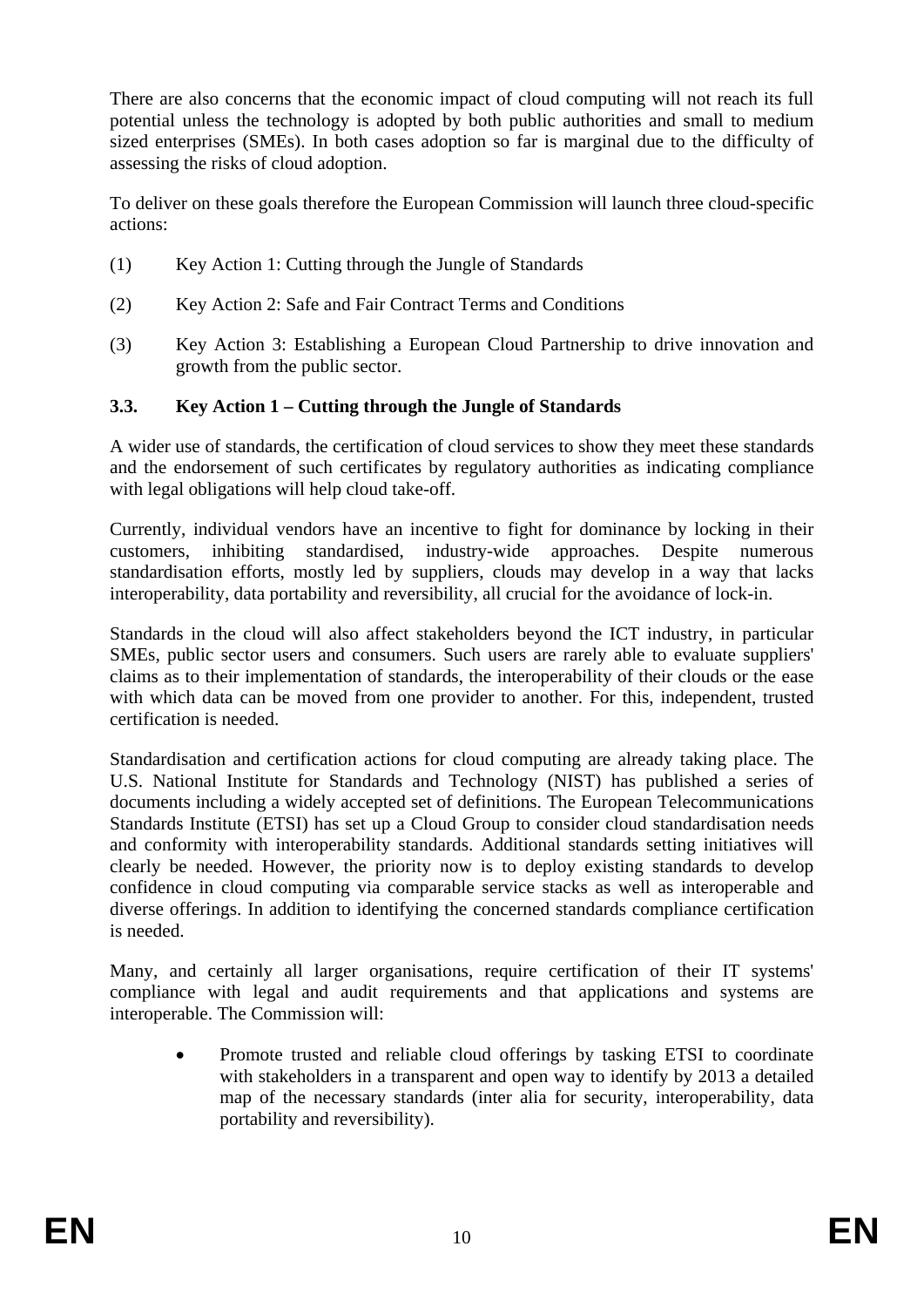There are also concerns that the economic impact of cloud computing will not reach its full potential unless the technology is adopted by both public authorities and small to medium sized enterprises (SMEs). In both cases adoption so far is marginal due to the difficulty of assessing the risks of cloud adoption.

To deliver on these goals therefore the European Commission will launch three cloud-specific actions:

(1) Key Action 1: Cutting through the Jungle of Standards

(2) Key Action 2: Safe and Fair Contract Terms and Conditions

(3) Key Action 3: Establishing a European Cloud Partnership to drive innovation and growth from the public sector.

### 3.3. Key Action 1 – Cutting through the Jungle of Standards

A wider use of standards, the certification of cloud services to show they meet these standards and the endorsement of such certificates by regulatory authorities as indicating compliance with legal obligations will help cloud take-off.

Currently, individual vendors have an incentive to fight for dominance by locking in their customers, inhibiting standardised, industry-wide approaches. Despite numerous standardisation efforts, mostly led by suppliers, clouds may develop in a way that lacks interoperability, data portability and reversibility, all crucial for the avoidance of lock-in.

Standards in the cloud will also affect stakeholders beyond the ICT industry, in particular SMEs, public sector users and consumers. Such users are rarely able to evaluate suppliers' claims as to their implementation of standards, the interoperability of their clouds or the ease with which data can be moved from one provider to another. For this, independent, trusted certification is needed.

Standardisation and certification actions for cloud computing are already taking place. The U.S. National Institute for Standards and Technology (NIST) has published a series of documents including a widely accepted set of definitions. The European Telecommunications Standards Institute (ETSI) has set up a Cloud Group to consider cloud standardisation needs and conformity with interoperability standards. Additional standards setting initiatives will clearly be needed. However, the priority now is to deploy existing standards to develop confidence in cloud computing via comparable service stacks as well as interoperable and diverse offerings. In addition to identifying the concerned standards compliance certification is needed.

Many, and certainly all larger organisations, require certification of their IT systems' compliance with legal and audit requirements and that applications and systems are interoperable. The Commission will:

- Promote trusted and reliable cloud offerings by tasking ETSI to coordinate with stakeholders in a transparent and open way to identify by 2013 a detailed map of the necessary standards (inter alia for security, interoperability, data portability and reversibility).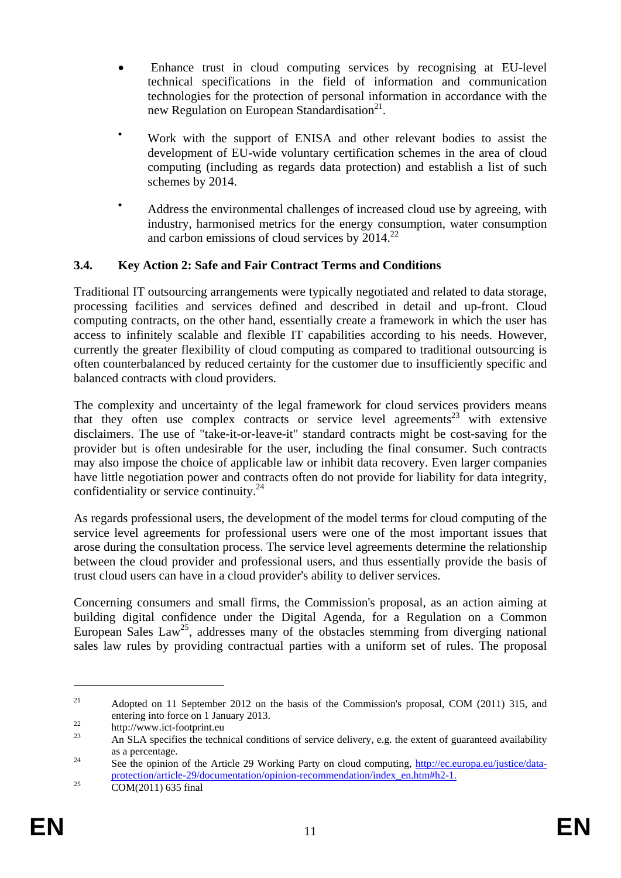- Enhance trust in cloud computing services by recognising at EU-level technical specifications in the field of information and communication technologies for the protection of personal information in accordance with the new Regulation on European Standardisation[21].

- Work with the support of ENISA and other relevant bodies to assist the development of EU-wide voluntary certification schemes in the area of cloud computing (including as regards data protection) and establish a list of such schemes by 2014.

- Address the environmental challenges of increased cloud use by agreeing, with industry, harmonised metrics for the energy consumption, water consumption and carbon emissions of cloud services by 2014.[22]

### 3.4. Key Action 2: Safe and Fair Contract Terms and Conditions

Traditional IT outsourcing arrangements were typically negotiated and related to data storage, processing facilities and services defined and described in detail and up-front. Cloud computing contracts, on the other hand, essentially create a framework in which the user has access to infinitely scalable and flexible IT capabilities according to his needs. However, currently the greater flexibility of cloud computing as compared to traditional outsourcing is often counterbalanced by reduced certainty for the customer due to insufficiently specific and balanced contracts with cloud providers.

The complexity and uncertainty of the legal framework for cloud services providers means that they often use complex contracts or service level agreements[23] with extensive disclaimers. The use of "take-it-or-leave-it" standard contracts might be cost-saving for the provider but is often undesirable for the user, including the final consumer. Such contracts may also impose the choice of applicable law or inhibit data recovery. Even larger companies have little negotiation power and contracts often do not provide for liability for data integrity, confidentiality or service continuity.[24]

As regards professional users, the development of the model terms for cloud computing of the service level agreements for professional users were one of the most important issues that arose during the consultation process. The service level agreements determine the relationship between the cloud provider and professional users, and thus essentially provide the basis of trust cloud users can have in a cloud provider's ability to deliver services.

Concerning consumers and small firms, the Commission's proposal, as an action aiming at building digital confidence under the Digital Agenda, for a Regulation on a Common European Sales Law[25], addresses many of the obstacles stemming from diverging national sales law rules by providing contractual parties with a uniform set of rules. The proposal

---

[21] Adopted on 11 September 2012 on the basis of the Commission's proposal, COM (2011) 315, and entering into force on 1 January 2013.

[22] http://www.ict-footprint.eu

[23] An SLA specifies the technical conditions of service delivery, e.g. the extent of guaranteed availability as a percentage.

[24] See the opinion of the Article 29 Working Party on cloud computing, http://ec.europa.eu/justice/data-protection/article-29/documentation/opinion-recommendation/index_en.htm#h2-1.

[25] COM(2011) 635 final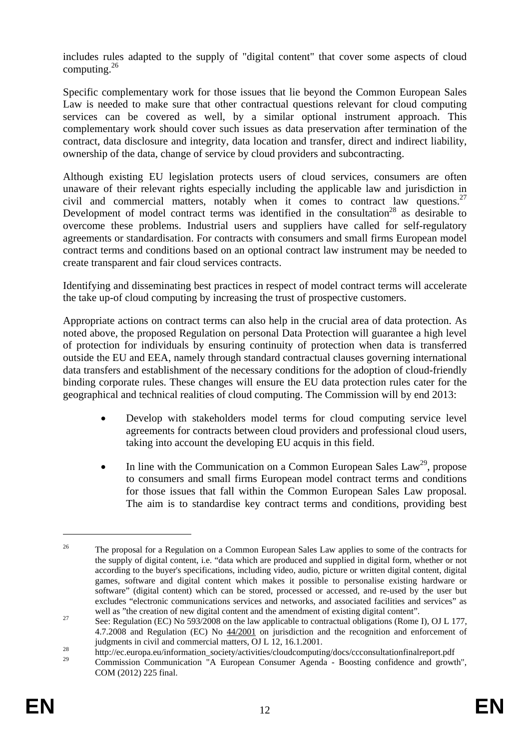includes rules adapted to the supply of "digital content" that cover some aspects of cloud computing.[26]

Specific complementary work for those issues that lie beyond the Common European Sales Law is needed to make sure that other contractual questions relevant for cloud computing services can be covered as well, by a similar optional instrument approach. This complementary work should cover such issues as data preservation after termination of the contract, data disclosure and integrity, data location and transfer, direct and indirect liability, ownership of the data, change of service by cloud providers and subcontracting.

Although existing EU legislation protects users of cloud services, consumers are often unaware of their relevant rights especially including the applicable law and jurisdiction in civil and commercial matters, notably when it comes to contract law questions.[27] Development of model contract terms was identified in the consultation[28] as desirable to overcome these problems. Industrial users and suppliers have called for self-regulatory agreements or standardisation. For contracts with consumers and small firms European model contract terms and conditions based on an optional contract law instrument may be needed to create transparent and fair cloud services contracts.

Identifying and disseminating best practices in respect of model contract terms will accelerate the take up-of cloud computing by increasing the trust of prospective customers.

Appropriate actions on contract terms can also help in the crucial area of data protection. As noted above, the proposed Regulation on personal Data Protection will guarantee a high level of protection for individuals by ensuring continuity of protection when data is transferred outside the EU and EEA, namely through standard contractual clauses governing international data transfers and establishment of the necessary conditions for the adoption of cloud-friendly binding corporate rules. These changes will ensure the EU data protection rules cater for the geographical and technical realities of cloud computing. The Commission will by end 2013:

- Develop with stakeholders model terms for cloud computing service level agreements for contracts between cloud providers and professional cloud users, taking into account the developing EU acquis in this field.

- In line with the Communication on a Common European Sales Law[29], propose to consumers and small firms European model contract terms and conditions for those issues that fall within the Common European Sales Law proposal. The aim is to standardise key contract terms and conditions, providing best

---

[26] The proposal for a Regulation on a Common European Sales Law applies to some of the contracts for the supply of digital content, i.e. "data which are produced and supplied in digital form, whether or not according to the buyer's specifications, including video, audio, picture or written digital content, digital games, software and digital content which makes it possible to personalise existing hardware or software" (digital content) which can be stored, processed or accessed, and re-used by the user but excludes "electronic communications services and networks, and associated facilities and services" as well as "the creation of new digital content and the amendment of existing digital content".

[27] See: Regulation (EC) No 593/2008 on the law applicable to contractual obligations (Rome I), OJ L 177, 4.7.2008 and Regulation (EC) No 44/2001 on jurisdiction and the recognition and enforcement of judgments in civil and commercial matters, OJ L 12, 16.1.2001.

[28] http://ec.europa.eu/information_society/activities/cloudcomputing/docs/ccconsultationfinalreport.pdf

[29] Commission Communication "A European Consumer Agenda - Boosting confidence and growth", COM (2012) 225 final.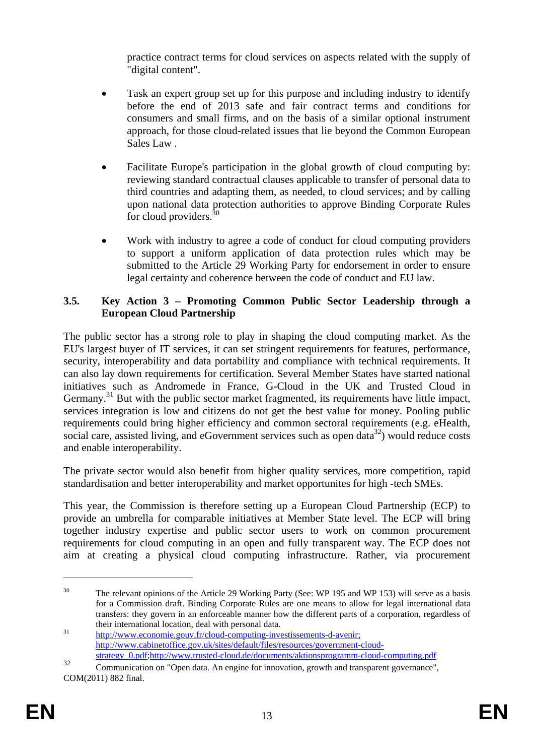practice contract terms for cloud services on aspects related with the supply of "digital content".

- Task an expert group set up for this purpose and including industry to identify before the end of 2013 safe and fair contract terms and conditions for consumers and small firms, and on the basis of a similar optional instrument approach, for those cloud-related issues that lie beyond the Common European Sales Law .

- Facilitate Europe's participation in the global growth of cloud computing by: reviewing standard contractual clauses applicable to transfer of personal data to third countries and adapting them, as needed, to cloud services; and by calling upon national data protection authorities to approve Binding Corporate Rules for cloud providers.[30]

- Work with industry to agree a code of conduct for cloud computing providers to support a uniform application of data protection rules which may be submitted to the Article 29 Working Party for endorsement in order to ensure legal certainty and coherence between the code of conduct and EU law.

## 3.5. Key Action 3 – Promoting Common Public Sector Leadership through a European Cloud Partnership

The public sector has a strong role to play in shaping the cloud computing market. As the EU's largest buyer of IT services, it can set stringent requirements for features, performance, security, interoperability and data portability and compliance with technical requirements. It can also lay down requirements for certification. Several Member States have started national initiatives such as Andromede in France, G-Cloud in the UK and Trusted Cloud in Germany.[31] But with the public sector market fragmented, its requirements have little impact, services integration is low and citizens do not get the best value for money. Pooling public requirements could bring higher efficiency and common sectoral requirements (e.g. eHealth, social care, assisted living, and eGovernment services such as open data[32]) would reduce costs and enable interoperability.

The private sector would also benefit from higher quality services, more competition, rapid standardisation and better interoperability and market opportunites for high -tech SMEs.

This year, the Commission is therefore setting up a European Cloud Partnership (ECP) to provide an umbrella for comparable initiatives at Member State level. The ECP will bring together industry expertise and public sector users to work on common procurement requirements for cloud computing in an open and fully transparent way. The ECP does not aim at creating a physical cloud computing infrastructure. Rather, via procurement

---

[30] The relevant opinions of the Article 29 Working Party (See: WP 195 and WP 153) will serve as a basis for a Commission draft. Binding Corporate Rules are one means to allow for legal international data transfers: they govern in an enforceable manner how the different parts of a corporation, regardless of their international location, deal with personal data.

[31] http://www.economie.gouv.fr/cloud-computing-investissements-d-avenir; http://www.cabinetoffice.gov.uk/sites/default/files/resources/government-cloud-strategy_0.pdf;http://www.trusted-cloud.de/documents/aktionsprogramm-cloud-computing.pdf

[32] Communication on "Open data. An engine for innovation, growth and transparent governance", COM(2011) 882 final.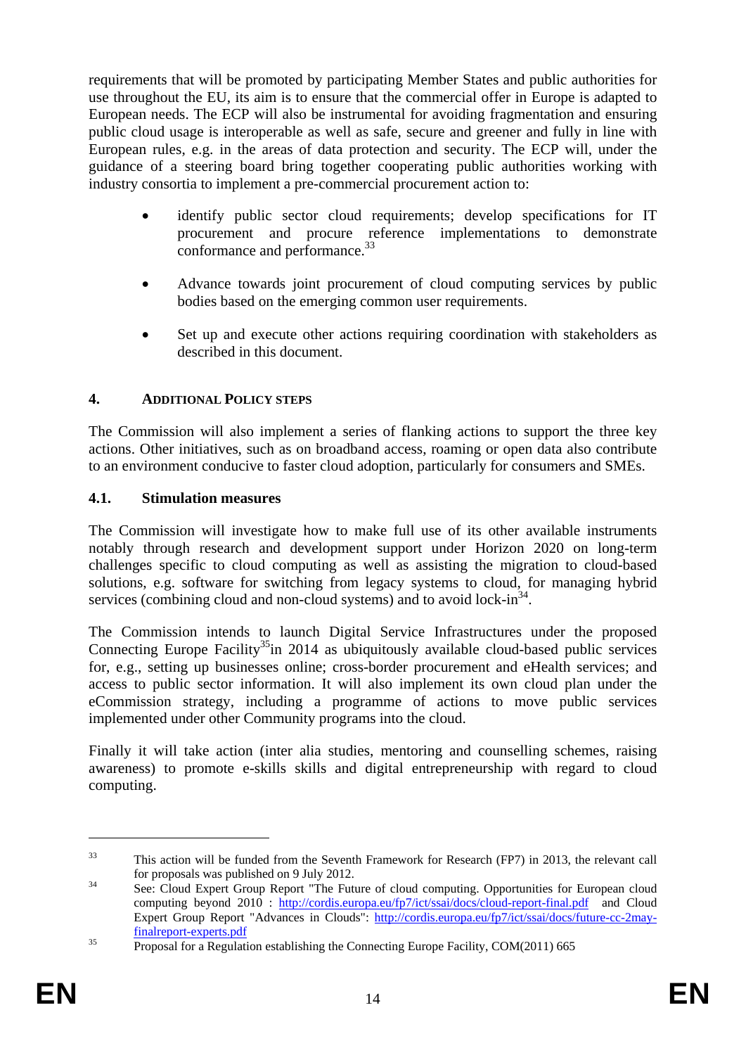requirements that will be promoted by participating Member States and public authorities for use throughout the EU, its aim is to ensure that the commercial offer in Europe is adapted to European needs. The ECP will also be instrumental for avoiding fragmentation and ensuring public cloud usage is interoperable as well as safe, secure and greener and fully in line with European rules, e.g. in the areas of data protection and security. The ECP will, under the guidance of a steering board bring together cooperating public authorities working with industry consortia to implement a pre-commercial procurement action to:

- identify public sector cloud requirements; develop specifications for IT procurement and procure reference implementations to demonstrate conformance and performance.[33]
- Advance towards joint procurement of cloud computing services by public bodies based on the emerging common user requirements.
- Set up and execute other actions requiring coordination with stakeholders as described in this document.

## 4. Additional Policy steps

The Commission will also implement a series of flanking actions to support the three key actions. Other initiatives, such as on broadband access, roaming or open data also contribute to an environment conducive to faster cloud adoption, particularly for consumers and SMEs.

### 4.1. Stimulation measures

The Commission will investigate how to make full use of its other available instruments notably through research and development support under Horizon 2020 on long-term challenges specific to cloud computing as well as assisting the migration to cloud-based solutions, e.g. software for switching from legacy systems to cloud, for managing hybrid services (combining cloud and non-cloud systems) and to avoid lock-in[34].

The Commission intends to launch Digital Service Infrastructures under the proposed Connecting Europe Facility[35]in 2014 as ubiquitously available cloud-based public services for, e.g., setting up businesses online; cross-border procurement and eHealth services; and access to public sector information. It will also implement its own cloud plan under the eCommission strategy, including a programme of actions to move public services implemented under other Community programs into the cloud.

Finally it will take action (inter alia studies, mentoring and counselling schemes, raising awareness) to promote e-skills skills and digital entrepreneurship with regard to cloud computing.

---

[33] This action will be funded from the Seventh Framework for Research (FP7) in 2013, the relevant call for proposals was published on 9 July 2012.

[34] See: Cloud Expert Group Report "The Future of cloud computing. Opportunities for European cloud computing beyond 2010 : http://cordis.europa.eu/fp7/ict/ssai/docs/cloud-report-final.pdf and Cloud Expert Group Report "Advances in Clouds": http://cordis.europa.eu/fp7/ict/ssai/docs/future-cc-2may-finalreport-experts.pdf

[35] Proposal for a Regulation establishing the Connecting Europe Facility, COM(2011) 665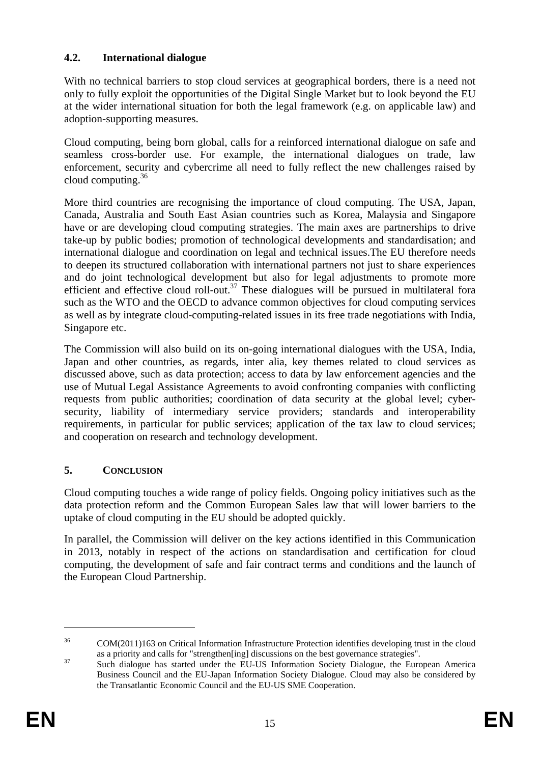## 4.2. International dialogue

With no technical barriers to stop cloud services at geographical borders, there is a need not only to fully exploit the opportunities of the Digital Single Market but to look beyond the EU at the wider international situation for both the legal framework (e.g. on applicable law) and adoption-supporting measures.

Cloud computing, being born global, calls for a reinforced international dialogue on safe and seamless cross-border use. For example, the international dialogues on trade, law enforcement, security and cybercrime all need to fully reflect the new challenges raised by cloud computing.[36]

More third countries are recognising the importance of cloud computing. The USA, Japan, Canada, Australia and South East Asian countries such as Korea, Malaysia and Singapore have or are developing cloud computing strategies. The main axes are partnerships to drive take-up by public bodies; promotion of technological developments and standardisation; and international dialogue and coordination on legal and technical issues.The EU therefore needs to deepen its structured collaboration with international partners not just to share experiences and do joint technological development but also for legal adjustments to promote more efficient and effective cloud roll-out.[37] These dialogues will be pursued in multilateral fora such as the WTO and the OECD to advance common objectives for cloud computing services as well as by integrate cloud-computing-related issues in its free trade negotiations with India, Singapore etc.

The Commission will also build on its on-going international dialogues with the USA, India, Japan and other countries, as regards, inter alia, key themes related to cloud services as discussed above, such as data protection; access to data by law enforcement agencies and the use of Mutual Legal Assistance Agreements to avoid confronting companies with conflicting requests from public authorities; coordination of data security at the global level; cyber-security, liability of intermediary service providers; standards and interoperability requirements, in particular for public services; application of the tax law to cloud services; and cooperation on research and technology development.

# 5. Conclusion

Cloud computing touches a wide range of policy fields. Ongoing policy initiatives such as the data protection reform and the Common European Sales law that will lower barriers to the uptake of cloud computing in the EU should be adopted quickly.

In parallel, the Commission will deliver on the key actions identified in this Communication in 2013, notably in respect of the actions on standardisation and certification for cloud computing, the development of safe and fair contract terms and conditions and the launch of the European Cloud Partnership.

---

[36] COM(2011)163 on Critical Information Infrastructure Protection identifies developing trust in the cloud as a priority and calls for "strengthen[ing] discussions on the best governance strategies".

[37] Such dialogue has started under the EU-US Information Society Dialogue, the European America Business Council and the EU-Japan Information Society Dialogue. Cloud may also be considered by the Transatlantic Economic Council and the EU-US SME Cooperation.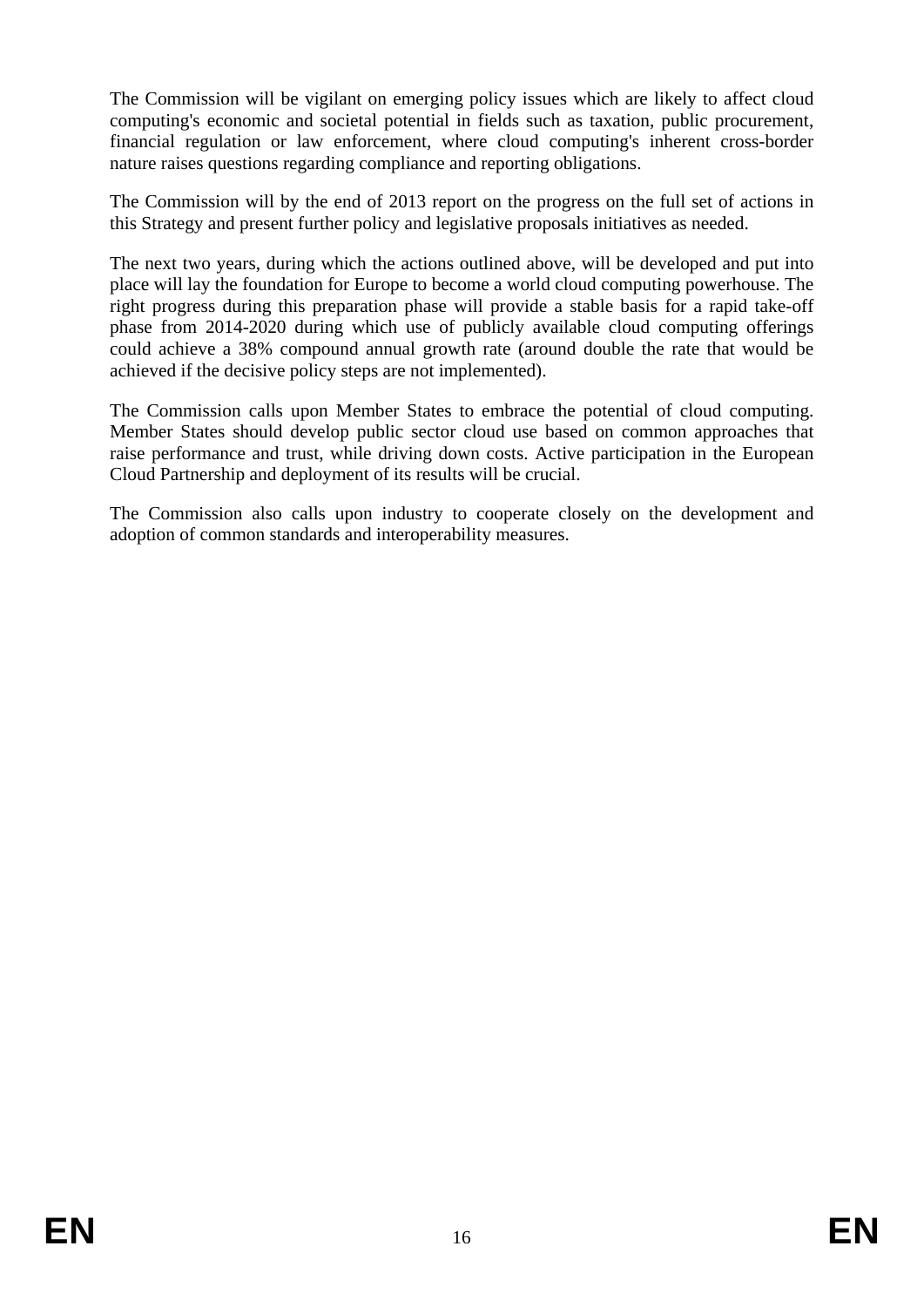The Commission will be vigilant on emerging policy issues which are likely to affect cloud computing's economic and societal potential in fields such as taxation, public procurement, financial regulation or law enforcement, where cloud computing's inherent cross-border nature raises questions regarding compliance and reporting obligations.

The Commission will by the end of 2013 report on the progress on the full set of actions in this Strategy and present further policy and legislative proposals initiatives as needed.

The next two years, during which the actions outlined above, will be developed and put into place will lay the foundation for Europe to become a world cloud computing powerhouse. The right progress during this preparation phase will provide a stable basis for a rapid take-off phase from 2014-2020 during which use of publicly available cloud computing offerings could achieve a 38% compound annual growth rate (around double the rate that would be achieved if the decisive policy steps are not implemented).

The Commission calls upon Member States to embrace the potential of cloud computing. Member States should develop public sector cloud use based on common approaches that raise performance and trust, while driving down costs. Active participation in the European Cloud Partnership and deployment of its results will be crucial.

The Commission also calls upon industry to cooperate closely on the development and adoption of common standards and interoperability measures.